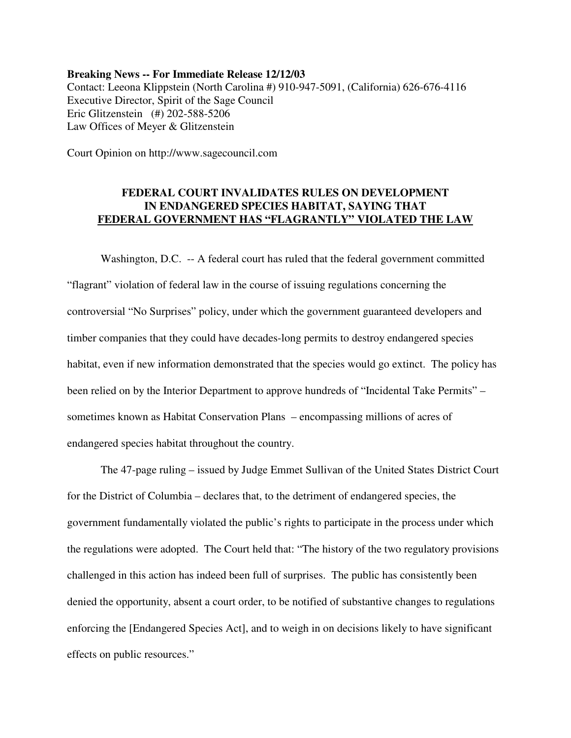**Breaking News -- For Immediate Release 12/12/03**
Contact: Leeona Klippstein (North Carolina #) 910-947-5091, (California) 626-676-4116
Executive Director, Spirit of the Sage Council
Eric Glitzenstein (#) 202-588-5206
Law Offices of Meyer & Glitzenstein

Court Opinion on http://www.sagecouncil.com

# FEDERAL COURT INVALIDATES RULES ON DEVELOPMENT IN ENDANGERED SPECIES HABITAT, SAYING THAT FEDERAL GOVERNMENT HAS "FLAGRANTLY" VIOLATED THE LAW

Washington, D.C. -- A federal court has ruled that the federal government committed "flagrant" violation of federal law in the course of issuing regulations concerning the controversial "No Surprises" policy, under which the government guaranteed developers and timber companies that they could have decades-long permits to destroy endangered species habitat, even if new information demonstrated that the species would go extinct. The policy has been relied on by the Interior Department to approve hundreds of "Incidental Take Permits" – sometimes known as Habitat Conservation Plans – encompassing millions of acres of endangered species habitat throughout the country.

The 47-page ruling – issued by Judge Emmet Sullivan of the United States District Court for the District of Columbia – declares that, to the detriment of endangered species, the government fundamentally violated the public's rights to participate in the process under which the regulations were adopted. The Court held that: "The history of the two regulatory provisions challenged in this action has indeed been full of surprises. The public has consistently been denied the opportunity, absent a court order, to be notified of substantive changes to regulations enforcing the [Endangered Species Act], and to weigh in on decisions likely to have significant effects on public resources."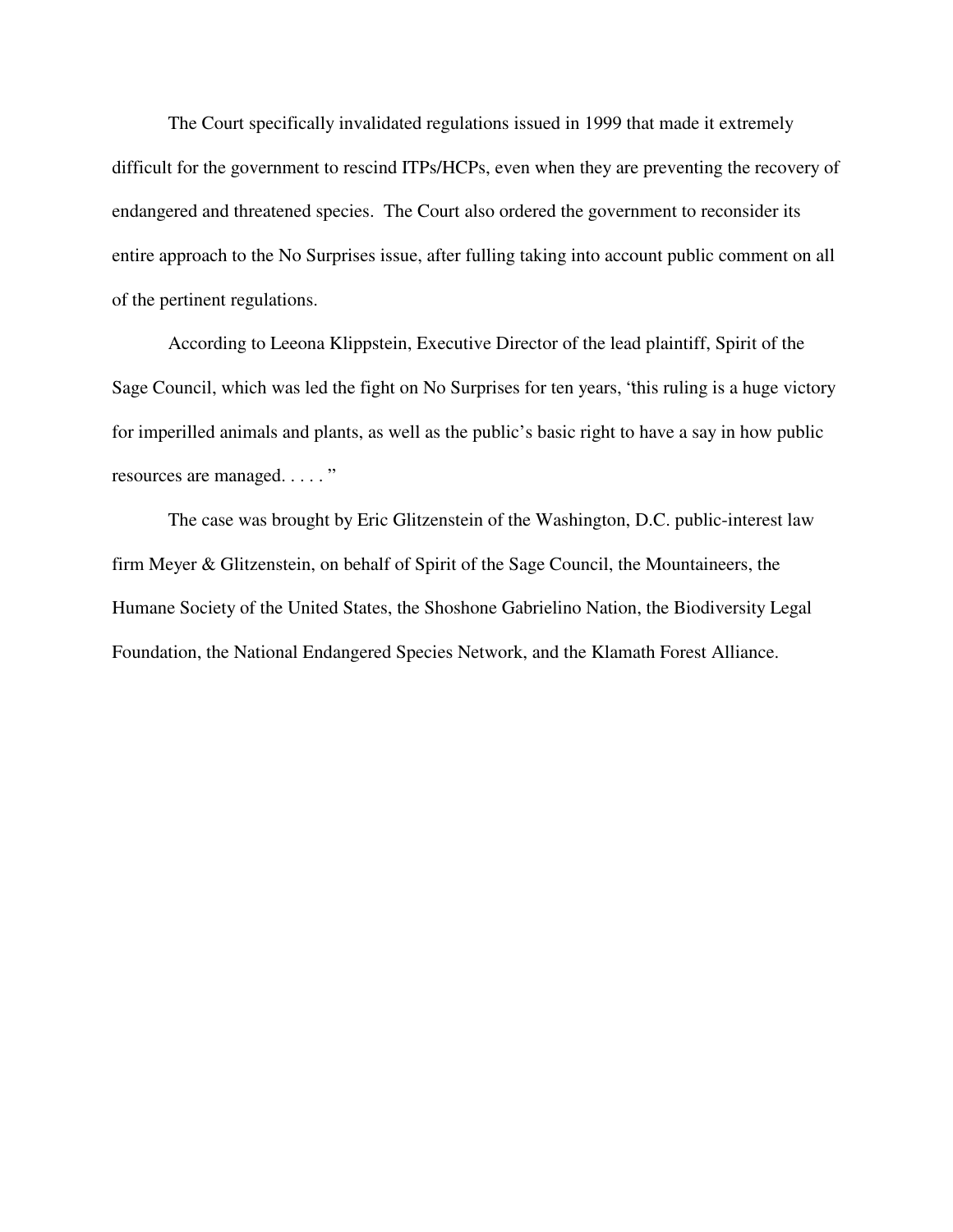The Court specifically invalidated regulations issued in 1999 that made it extremely difficult for the government to rescind ITPs/HCPs, even when they are preventing the recovery of endangered and threatened species. The Court also ordered the government to reconsider its entire approach to the No Surprises issue, after fulling taking into account public comment on all of the pertinent regulations.

According to Leeona Klippstein, Executive Director of the lead plaintiff, Spirit of the Sage Council, which was led the fight on No Surprises for ten years, "this ruling is a huge victory for imperilled animals and plants, as well as the public's basic right to have a say in how public resources are managed. . . . . "

The case was brought by Eric Glitzenstein of the Washington, D.C. public-interest law firm Meyer & Glitzenstein, on behalf of Spirit of the Sage Council, the Mountaineers, the Humane Society of the United States, the Shoshone Gabrielino Nation, the Biodiversity Legal Foundation, the National Endangered Species Network, and the Klamath Forest Alliance.